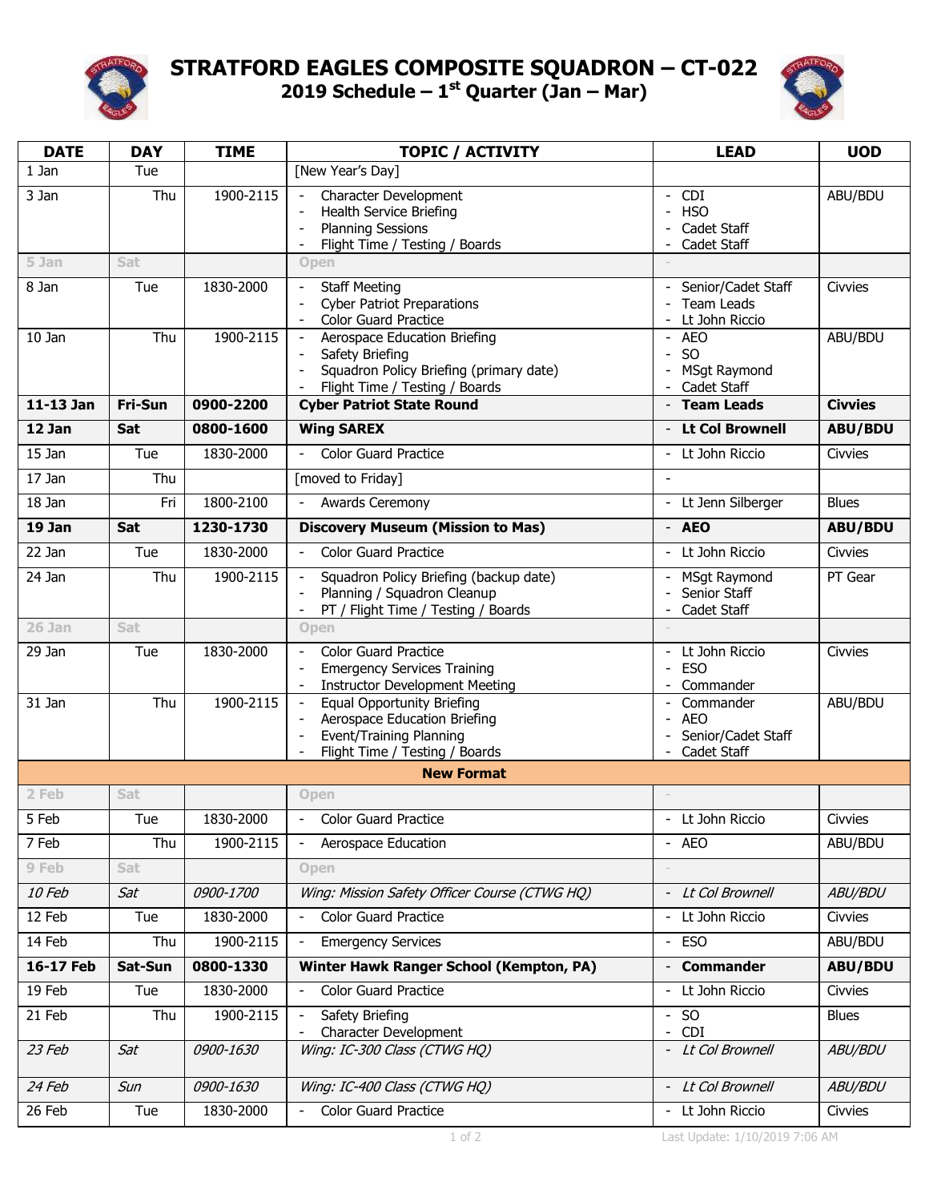# STRATFORD EAGLES COMPOSITE SQUADRON – CT-022

## 2019 Schedule – 1st Quarter (Jan – Mar)

| DATE | DAY | TIME | TOPIC / ACTIVITY | LEAD | UOD |
|---|---|---|---|---|---|
| 1 Jan | Tue | | [New Year's Day] | | |
| 3 Jan | Thu | 1900-2115 | - Character Development<br>- Health Service Briefing<br>- Planning Sessions<br>- Flight Time / Testing / Boards | - CDI<br>- HSO<br>- Cadet Staff<br>- Cadet Staff | ABU/BDU |
| 5 Jan | Sat | | Open | - | |
| 8 Jan | Tue | 1830-2000 | - Staff Meeting<br>- Cyber Patriot Preparations<br>- Color Guard Practice | - Senior/Cadet Staff<br>- Team Leads<br>- Lt John Riccio | Civvies |
| 10 Jan | Thu | 1900-2115 | - Aerospace Education Briefing<br>- Safety Briefing<br>- Squadron Policy Briefing (primary date)<br>- Flight Time / Testing / Boards | - AEO<br>- SO<br>- MSgt Raymond<br>- Cadet Staff | ABU/BDU |
| **11-13 Jan** | **Fri-Sun** | **0900-2200** | **Cyber Patriot State Round** | **- Team Leads** | **Civvies** |
| **12 Jan** | **Sat** | **0800-1600** | **Wing SAREX** | **- Lt Col Brownell** | **ABU/BDU** |
| 15 Jan | Tue | 1830-2000 | - Color Guard Practice | - Lt John Riccio | Civvies |
| 17 Jan | Thu | | [moved to Friday] | - | |
| 18 Jan | Fri | 1800-2100 | - Awards Ceremony | - Lt Jenn Silberger | Blues |
| **19 Jan** | **Sat** | **1230-1730** | **Discovery Museum (Mission to Mas)** | **- AEO** | **ABU/BDU** |
| 22 Jan | Tue | 1830-2000 | - Color Guard Practice | - Lt John Riccio | Civvies |
| 24 Jan | Thu | 1900-2115 | - Squadron Policy Briefing (backup date)<br>- Planning / Squadron Cleanup<br>- PT / Flight Time / Testing / Boards | - MSgt Raymond<br>- Senior Staff<br>- Cadet Staff | PT Gear |
| 26 Jan | Sat | | Open | - | |
| 29 Jan | Tue | 1830-2000 | - Color Guard Practice<br>- Emergency Services Training<br>- Instructor Development Meeting | - Lt John Riccio<br>- ESO<br>- Commander | Civvies |
| 31 Jan | Thu | 1900-2115 | - Equal Opportunity Briefing<br>- Aerospace Education Briefing<br>- Event/Training Planning<br>- Flight Time / Testing / Boards | - Commander<br>- AEO<br>- Senior/Cadet Staff<br>- Cadet Staff | ABU/BDU |
| | | | **New Format** | | |
| 2 Feb | Sat | | Open | - | |
| 5 Feb | Tue | 1830-2000 | - Color Guard Practice | - Lt John Riccio | Civvies |
| 7 Feb | Thu | 1900-2115 | - Aerospace Education | - AEO | ABU/BDU |
| 9 Feb | Sat | | Open | - | |
| *10 Feb* | *Sat* | *0900-1700* | *Wing: Mission Safety Officer Course (CTWG HQ)* | *- Lt Col Brownell* | *ABU/BDU* |
| 12 Feb | Tue | 1830-2000 | - Color Guard Practice | - Lt John Riccio | Civvies |
| 14 Feb | Thu | 1900-2115 | - Emergency Services | - ESO | ABU/BDU |
| **16-17 Feb** | **Sat-Sun** | **0800-1330** | **Winter Hawk Ranger School (Kempton, PA)** | **- Commander** | **ABU/BDU** |
| 19 Feb | Tue | 1830-2000 | - Color Guard Practice | - Lt John Riccio | Civvies |
| 21 Feb | Thu | 1900-2115 | - Safety Briefing<br>- Character Development | - SO<br>- CDI | Blues |
| *23 Feb* | *Sat* | *0900-1630* | *Wing: IC-300 Class (CTWG HQ)* | *- Lt Col Brownell* | *ABU/BDU* |
| *24 Feb* | *Sun* | *0900-1630* | *Wing: IC-400 Class (CTWG HQ)* | *- Lt Col Brownell* | *ABU/BDU* |
| 26 Feb | Tue | 1830-2000 | - Color Guard Practice | - Lt John Riccio | Civvies |

Last Update: 1/10/2019 7:06 AM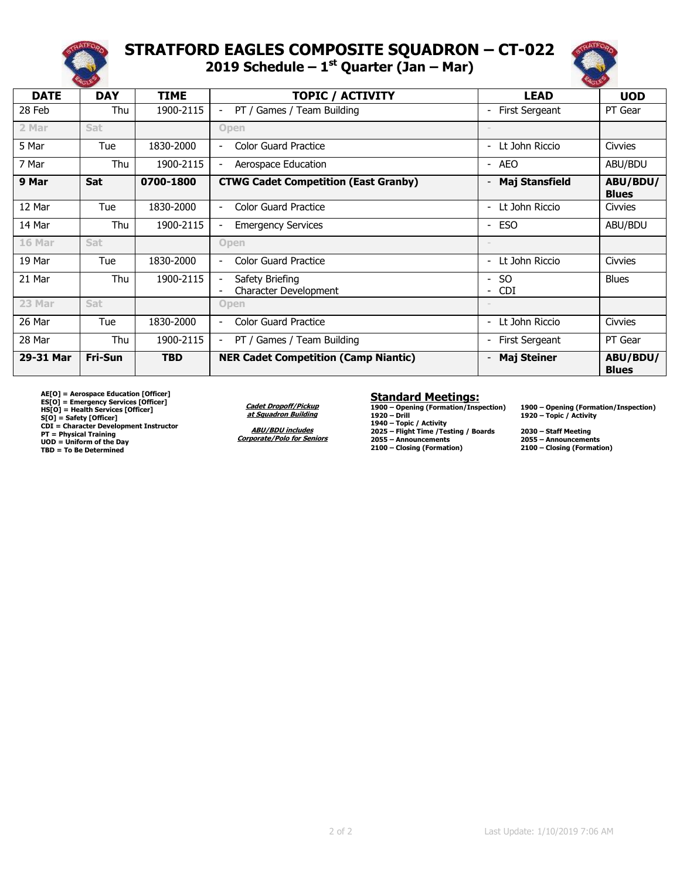# STRATFORD EAGLES COMPOSITE SQUADRON – CT-022

## 2019 Schedule – 1st Quarter (Jan – Mar)

| DATE | DAY | TIME | TOPIC / ACTIVITY | LEAD | UOD |
|---|---|---|---|---|---|
| 28 Feb | Thu | 1900-2115 | - PT / Games / Team Building | - First Sergeant | PT Gear |
| 2 Mar | Sat | | Open | - | |
| 5 Mar | Tue | 1830-2000 | - Color Guard Practice | - Lt John Riccio | Civvies |
| 7 Mar | Thu | 1900-2115 | - Aerospace Education | - AEO | ABU/BDU |
| **9 Mar** | **Sat** | **0700-1800** | **CTWG Cadet Competition (East Granby)** | - **Maj Stansfield** | **ABU/BDU/ Blues** |
| 12 Mar | Tue | 1830-2000 | - Color Guard Practice | - Lt John Riccio | Civvies |
| 14 Mar | Thu | 1900-2115 | - Emergency Services | - ESO | ABU/BDU |
| 16 Mar | Sat | | Open | - | |
| 19 Mar | Tue | 1830-2000 | - Color Guard Practice | - Lt John Riccio | Civvies |
| 21 Mar | Thu | 1900-2115 | - Safety Briefing<br>- Character Development | - SO<br>- CDI | Blues |
| 23 Mar | Sat | | Open | - | |
| 26 Mar | Tue | 1830-2000 | - Color Guard Practice | - Lt John Riccio | Civvies |
| 28 Mar | Thu | 1900-2115 | - PT / Games / Team Building | - First Sergeant | PT Gear |
| **29-31 Mar** | **Fri-Sun** | **TBD** | **NER Cadet Competition (Camp Niantic)** | - **Maj Steiner** | **ABU/BDU/ Blues** |

**AE[O] = Aerospace Education [Officer]**
**ES[O] = Emergency Services [Officer]**
**HS[O] = Health Services [Officer]**
**S[O] = Safety [Officer]**
**CDI = Character Development Instructor**
**PT = Physical Training**
**UOD = Uniform of the Day**
**TBD = To Be Determined**

***Cadet Dropoff/Pickup at Squadron Building***

***ABU/BDU includes Corporate/Polo for Seniors***

### Standard Meetings:

**1900 – Opening (Formation/Inspection)**
**1920 – Drill**
**1940 – Topic / Activity**
**2025 – Flight Time /Testing / Boards**
**2055 – Announcements**
**2100 – Closing (Formation)**

**1900 – Opening (Formation/Inspection)**
**1920 – Topic / Activity**

**2030 – Staff Meeting**
**2055 – Announcements**
**2100 – Closing (Formation)**

Last Update: 1/10/2019 7:06 AM